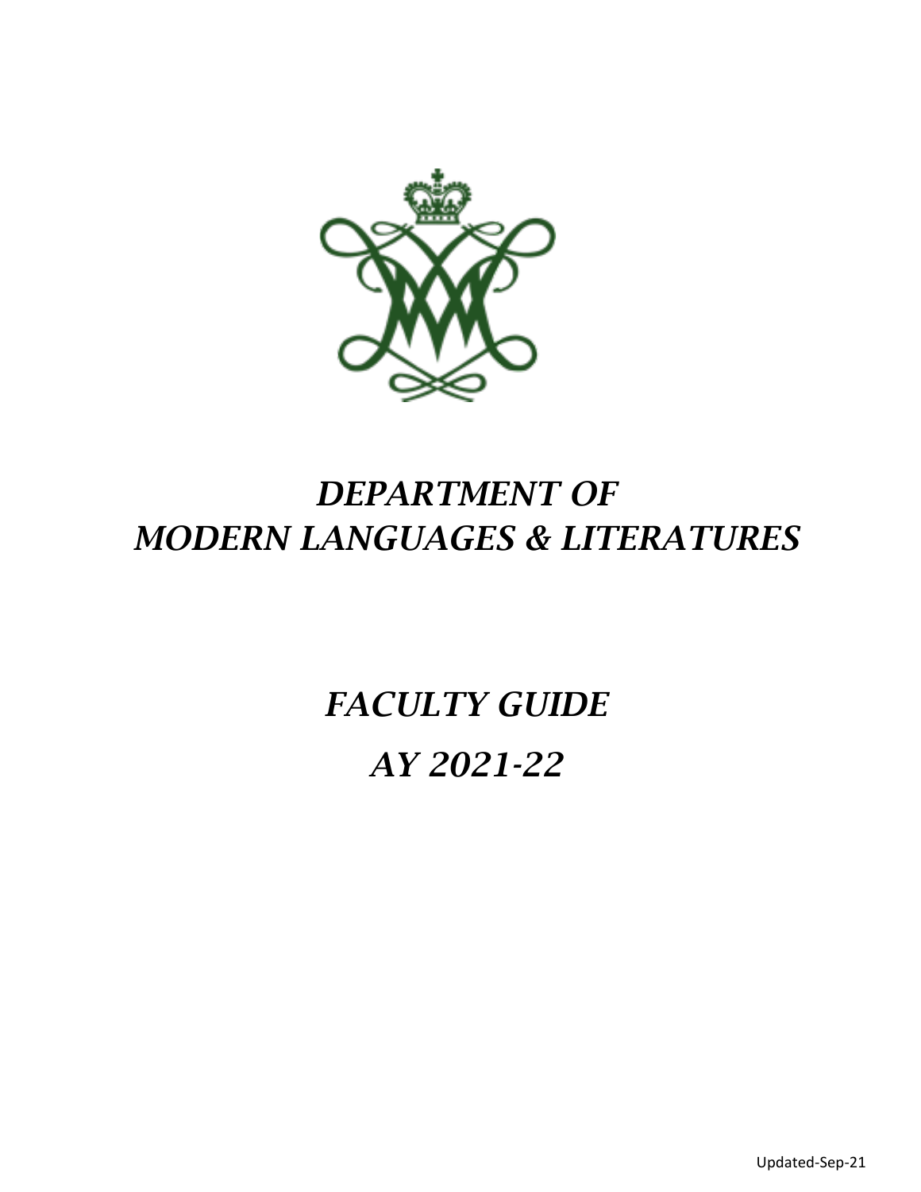# *DEPARTMENT OF MODERN LANGUAGES & LITERATURES*

# *FACULTY GUIDE*

# *AY 2021-22*

Updated-Sep-21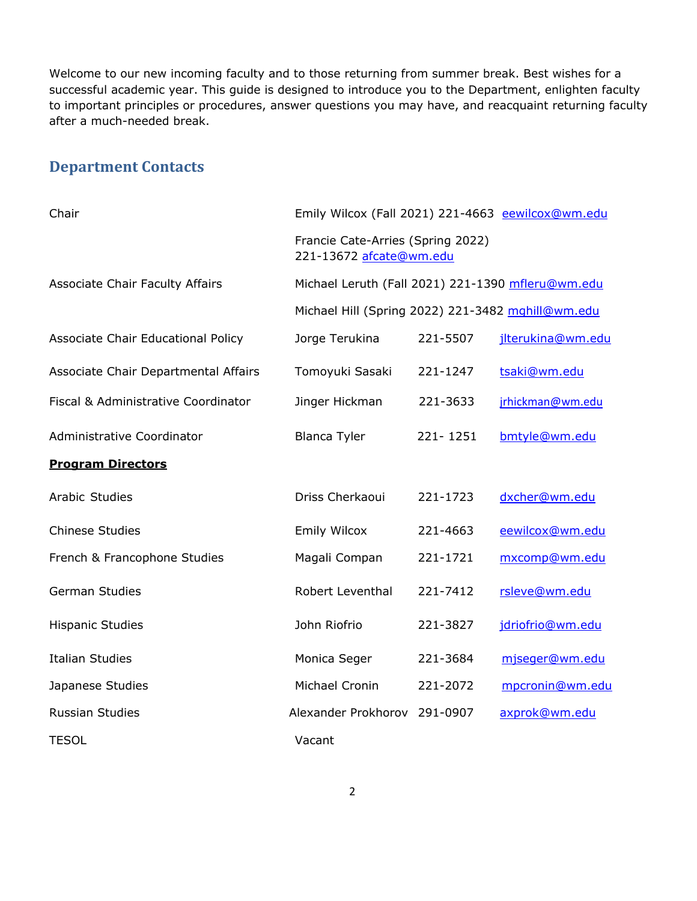Welcome to our new incoming faculty and to those returning from summer break. Best wishes for a successful academic year. This guide is designed to introduce you to the Department, enlighten faculty to important principles or procedures, answer questions you may have, and reacquaint returning faculty after a much-needed break.

## Department Contacts

| | | | |
|---|---|---|---|
| Chair | Emily Wilcox (Fall 2021) | 221-4663 | eewilcox@wm.edu |
| | Francie Cate-Arries (Spring 2022) | 221-13672 | afcate@wm.edu |
| Associate Chair Faculty Affairs | Michael Leruth (Fall 2021) | 221-1390 | mfleru@wm.edu |
| | Michael Hill (Spring 2022) | 221-3482 | mghill@wm.edu |
| Associate Chair Educational Policy | Jorge Terukina | 221-5507 | jlterukina@wm.edu |
| Associate Chair Departmental Affairs | Tomoyuki Sasaki | 221-1247 | tsaki@wm.edu |
| Fiscal & Administrative Coordinator | Jinger Hickman | 221-3633 | jrhickman@wm.edu |
| Administrative Coordinator | Blanca Tyler | 221- 1251 | bmtyle@wm.edu |

**Program Directors**

| | | | |
|---|---|---|---|
| Arabic Studies | Driss Cherkaoui | 221-1723 | dxcher@wm.edu |
| Chinese Studies | Emily Wilcox | 221-4663 | eewilcox@wm.edu |
| French & Francophone Studies | Magali Compan | 221-1721 | mxcomp@wm.edu |
| German Studies | Robert Leventhal | 221-7412 | rsleve@wm.edu |
| Hispanic Studies | John Riofrio | 221-3827 | jdriofrio@wm.edu |
| Italian Studies | Monica Seger | 221-3684 | mjseger@wm.edu |
| Japanese Studies | Michael Cronin | 221-2072 | mpcronin@wm.edu |
| Russian Studies | Alexander Prokhorov | 291-0907 | axprok@wm.edu |
| TESOL | Vacant | | |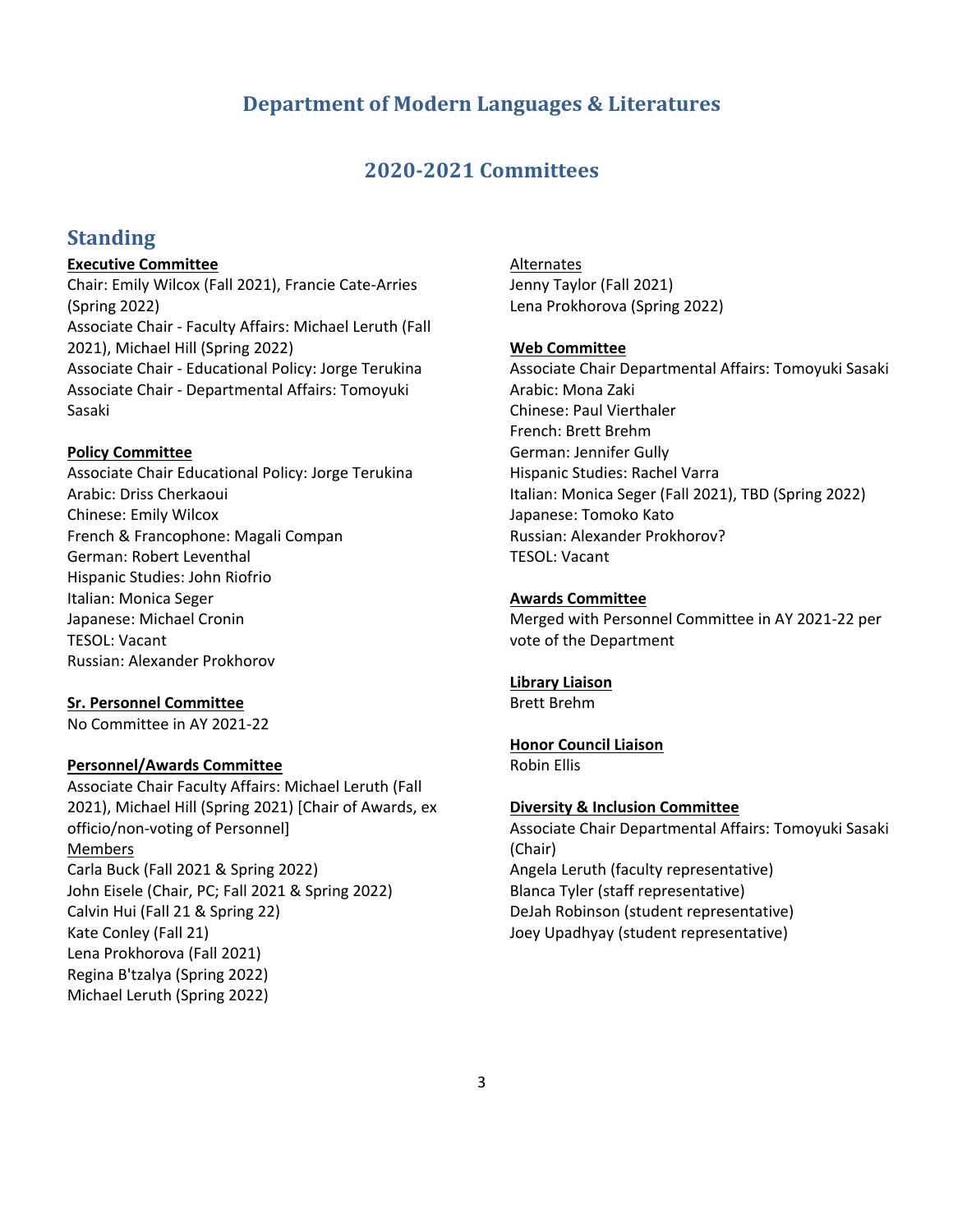## Department of Modern Languages & Literatures

## 2020-2021 Committees

# Standing

**Executive Committee**

Chair: Emily Wilcox (Fall 2021), Francie Cate-Arries (Spring 2022)
Associate Chair - Faculty Affairs: Michael Leruth (Fall 2021), Michael Hill (Spring 2022)
Associate Chair - Educational Policy: Jorge Terukina
Associate Chair - Departmental Affairs: Tomoyuki Sasaki

**Policy Committee**

Associate Chair Educational Policy: Jorge Terukina
Arabic: Driss Cherkaoui
Chinese: Emily Wilcox
French & Francophone: Magali Compan
German: Robert Leventhal
Hispanic Studies: John Riofrio
Italian: Monica Seger
Japanese: Michael Cronin
TESOL: Vacant
Russian: Alexander Prokhorov

**Sr. Personnel Committee**

No Committee in AY 2021-22

**Personnel/Awards Committee**

Associate Chair Faculty Affairs: Michael Leruth (Fall 2021), Michael Hill (Spring 2021) [Chair of Awards, ex officio/non-voting of Personnel]

Members

Carla Buck (Fall 2021 & Spring 2022)
John Eisele (Chair, PC; Fall 2021 & Spring 2022)
Calvin Hui (Fall 21 & Spring 22)
Kate Conley (Fall 21)
Lena Prokhorova (Fall 2021)
Regina B'tzalya (Spring 2022)
Michael Leruth (Spring 2022)

Alternates

Jenny Taylor (Fall 2021)
Lena Prokhorova (Spring 2022)

**Web Committee**

Associate Chair Departmental Affairs: Tomoyuki Sasaki
Arabic: Mona Zaki
Chinese: Paul Vierthaler
French: Brett Brehm
German: Jennifer Gully
Hispanic Studies: Rachel Varra
Italian: Monica Seger (Fall 2021), TBD (Spring 2022)
Japanese: Tomoko Kato
Russian: Alexander Prokhorov?
TESOL: Vacant

**Awards Committee**

Merged with Personnel Committee in AY 2021-22 per vote of the Department

**Library Liaison**

Brett Brehm

**Honor Council Liaison**

Robin Ellis

**Diversity & Inclusion Committee**

Associate Chair Departmental Affairs: Tomoyuki Sasaki (Chair)
Angela Leruth (faculty representative)
Blanca Tyler (staff representative)
DeJah Robinson (student representative)
Joey Upadhyay (student representative)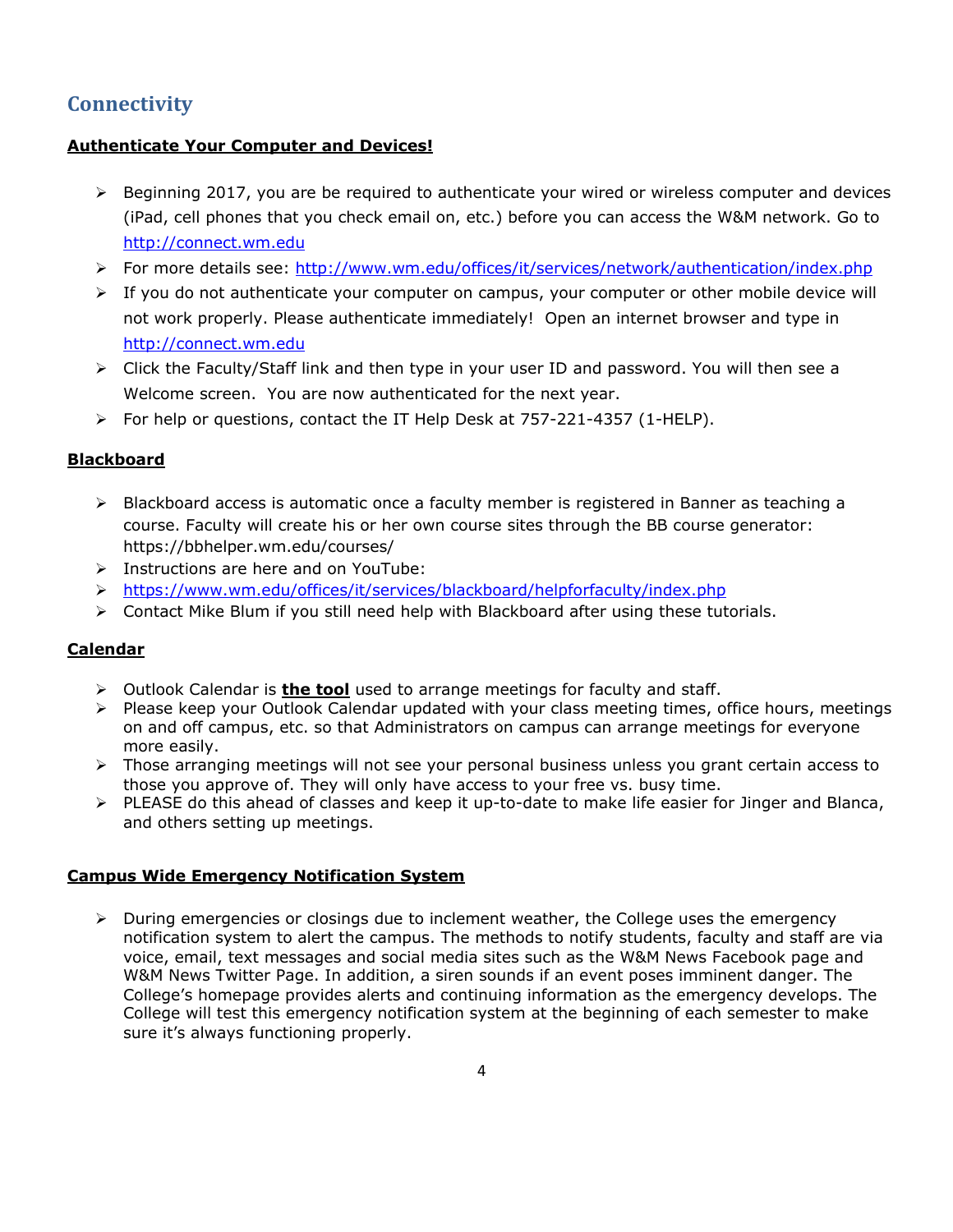## Connectivity

**Authenticate Your Computer and Devices!**

- Beginning 2017, you are be required to authenticate your wired or wireless computer and devices (iPad, cell phones that you check email on, etc.) before you can access the W&M network. Go to http://connect.wm.edu
- For more details see: http://www.wm.edu/offices/it/services/network/authentication/index.php
- If you do not authenticate your computer on campus, your computer or other mobile device will not work properly. Please authenticate immediately! Open an internet browser and type in http://connect.wm.edu
- Click the Faculty/Staff link and then type in your user ID and password. You will then see a Welcome screen. You are now authenticated for the next year.
- For help or questions, contact the IT Help Desk at 757-221-4357 (1-HELP).

**Blackboard**

- Blackboard access is automatic once a faculty member is registered in Banner as teaching a course. Faculty will create his or her own course sites through the BB course generator: https://bbhelper.wm.edu/courses/
- Instructions are here and on YouTube:
- https://www.wm.edu/offices/it/services/blackboard/helpforfaculty/index.php
- Contact Mike Blum if you still need help with Blackboard after using these tutorials.

**Calendar**

- Outlook Calendar is **the tool** used to arrange meetings for faculty and staff.
- Please keep your Outlook Calendar updated with your class meeting times, office hours, meetings on and off campus, etc. so that Administrators on campus can arrange meetings for everyone more easily.
- Those arranging meetings will not see your personal business unless you grant certain access to those you approve of. They will only have access to your free vs. busy time.
- PLEASE do this ahead of classes and keep it up-to-date to make life easier for Jinger and Blanca, and others setting up meetings.

**Campus Wide Emergency Notification System**

- During emergencies or closings due to inclement weather, the College uses the emergency notification system to alert the campus. The methods to notify students, faculty and staff are via voice, email, text messages and social media sites such as the W&M News Facebook page and W&M News Twitter Page. In addition, a siren sounds if an event poses imminent danger. The College's homepage provides alerts and continuing information as the emergency develops. The College will test this emergency notification system at the beginning of each semester to make sure it's always functioning properly.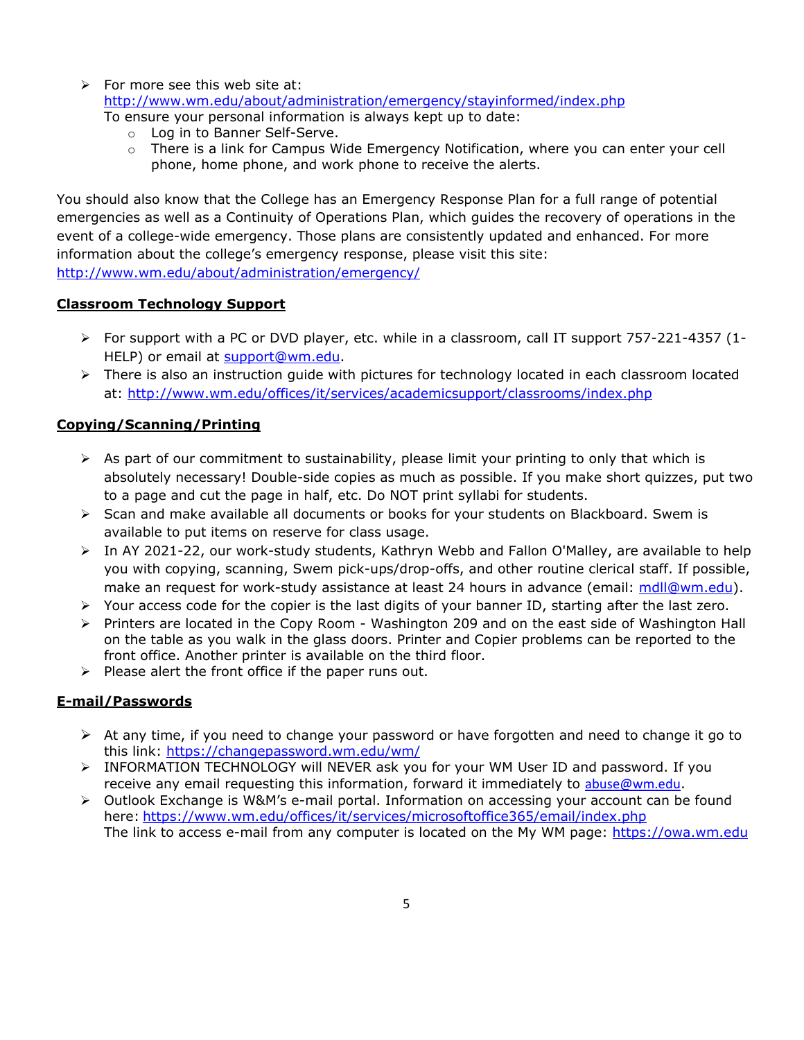- For more see this web site at: http://www.wm.edu/about/administration/emergency/stayinformed/index.php
  To ensure your personal information is always kept up to date:
    - Log in to Banner Self-Serve.
    - There is a link for Campus Wide Emergency Notification, where you can enter your cell phone, home phone, and work phone to receive the alerts.

You should also know that the College has an Emergency Response Plan for a full range of potential emergencies as well as a Continuity of Operations Plan, which guides the recovery of operations in the event of a college-wide emergency. Those plans are consistently updated and enhanced. For more information about the college's emergency response, please visit this site: http://www.wm.edu/about/administration/emergency/

**Classroom Technology Support**

- For support with a PC or DVD player, etc. while in a classroom, call IT support 757-221-4357 (1-HELP) or email at support@wm.edu.
- There is also an instruction guide with pictures for technology located in each classroom located at: http://www.wm.edu/offices/it/services/academicsupport/classrooms/index.php

**Copying/Scanning/Printing**

- As part of our commitment to sustainability, please limit your printing to only that which is absolutely necessary! Double-side copies as much as possible. If you make short quizzes, put two to a page and cut the page in half, etc. Do NOT print syllabi for students.
- Scan and make available all documents or books for your students on Blackboard. Swem is available to put items on reserve for class usage.
- In AY 2021-22, our work-study students, Kathryn Webb and Fallon O'Malley, are available to help you with copying, scanning, Swem pick-ups/drop-offs, and other routine clerical staff. If possible, make an request for work-study assistance at least 24 hours in advance (email: mdll@wm.edu).
- Your access code for the copier is the last digits of your banner ID, starting after the last zero.
- Printers are located in the Copy Room - Washington 209 and on the east side of Washington Hall on the table as you walk in the glass doors. Printer and Copier problems can be reported to the front office. Another printer is available on the third floor.
- Please alert the front office if the paper runs out.

**E-mail/Passwords**

- At any time, if you need to change your password or have forgotten and need to change it go to this link: https://changepassword.wm.edu/wm/
- INFORMATION TECHNOLOGY will NEVER ask you for your WM User ID and password. If you receive any email requesting this information, forward it immediately to abuse@wm.edu.
- Outlook Exchange is W&M's e-mail portal. Information on accessing your account can be found here: https://www.wm.edu/offices/it/services/microsoftoffice365/email/index.php
  The link to access e-mail from any computer is located on the My WM page: https://owa.wm.edu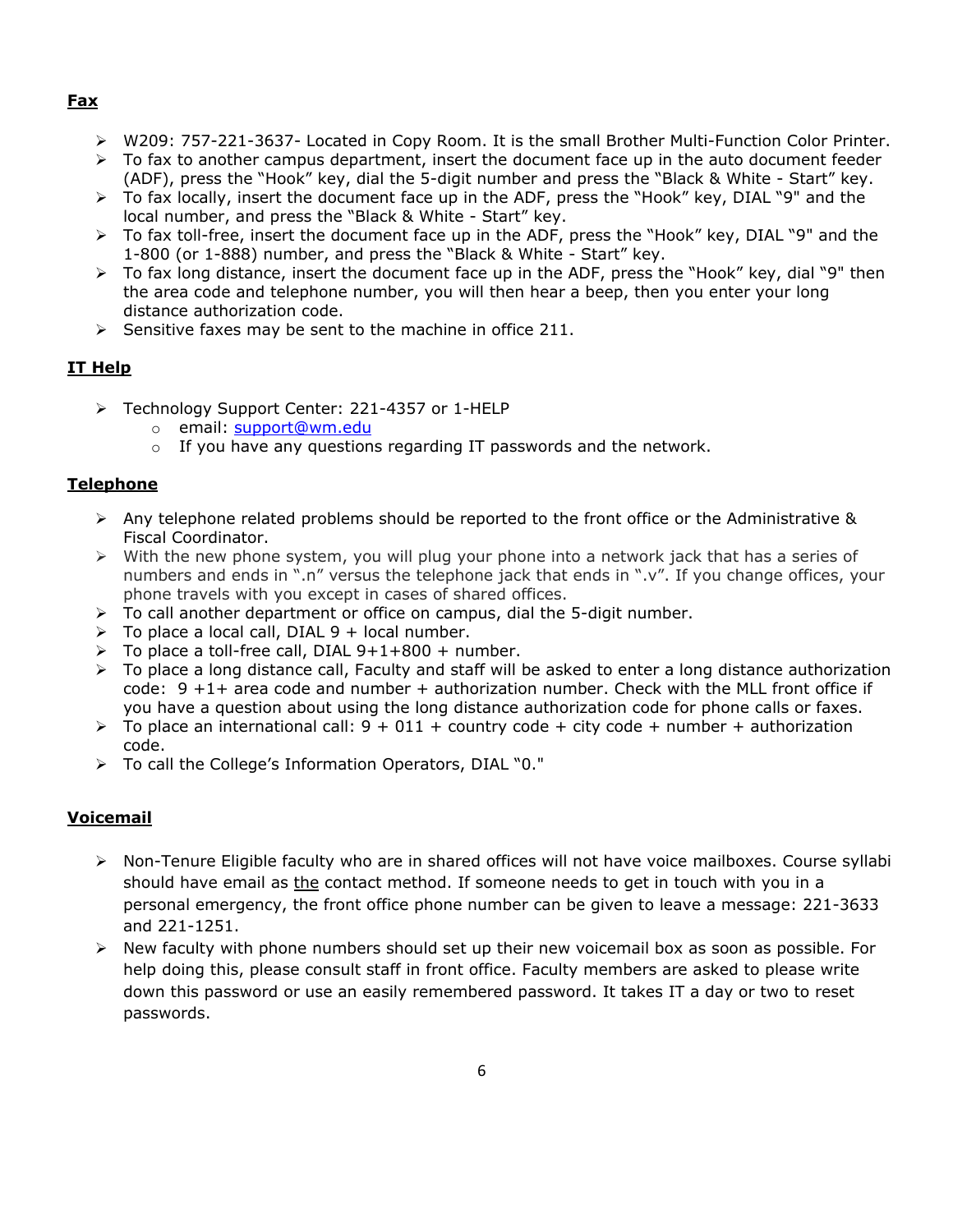## Fax

- W209: 757-221-3637- Located in Copy Room. It is the small Brother Multi-Function Color Printer.
- To fax to another campus department, insert the document face up in the auto document feeder (ADF), press the "Hook" key, dial the 5-digit number and press the "Black & White - Start" key.
- To fax locally, insert the document face up in the ADF, press the "Hook" key, DIAL "9" and the local number, and press the "Black & White - Start" key.
- To fax toll-free, insert the document face up in the ADF, press the "Hook" key, DIAL "9" and the 1-800 (or 1-888) number, and press the "Black & White - Start" key.
- To fax long distance, insert the document face up in the ADF, press the "Hook" key, dial "9" then the area code and telephone number, you will then hear a beep, then you enter your long distance authorization code.
- Sensitive faxes may be sent to the machine in office 211.

## IT Help

- Technology Support Center: 221-4357 or 1-HELP
  - email: support@wm.edu
  - If you have any questions regarding IT passwords and the network.

## Telephone

- Any telephone related problems should be reported to the front office or the Administrative & Fiscal Coordinator.
- With the new phone system, you will plug your phone into a network jack that has a series of numbers and ends in ".n" versus the telephone jack that ends in ".v". If you change offices, your phone travels with you except in cases of shared offices.
- To call another department or office on campus, dial the 5-digit number.
- To place a local call, DIAL 9 + local number.
- To place a toll-free call, DIAL 9+1+800 + number.
- To place a long distance call, Faculty and staff will be asked to enter a long distance authorization code: 9 +1+ area code and number + authorization number. Check with the MLL front office if you have a question about using the long distance authorization code for phone calls or faxes.
- To place an international call: 9 + 011 + country code + city code + number + authorization code.
- To call the College's Information Operators, DIAL "0."

## Voicemail

- Non-Tenure Eligible faculty who are in shared offices will not have voice mailboxes. Course syllabi should have email as the contact method. If someone needs to get in touch with you in a personal emergency, the front office phone number can be given to leave a message: 221-3633 and 221-1251.
- New faculty with phone numbers should set up their new voicemail box as soon as possible. For help doing this, please consult staff in front office. Faculty members are asked to please write down this password or use an easily remembered password. It takes IT a day or two to reset passwords.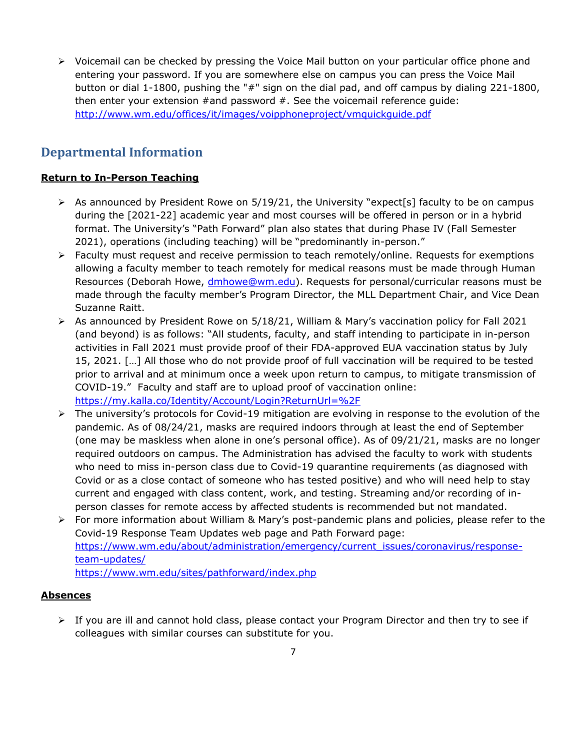- Voicemail can be checked by pressing the Voice Mail button on your particular office phone and entering your password. If you are somewhere else on campus you can press the Voice Mail button or dial 1-1800, pushing the "#" sign on the dial pad, and off campus by dialing 221-1800, then enter your extension #and password #. See the voicemail reference guide: http://www.wm.edu/offices/it/images/voipphoneproject/vmquickguide.pdf

## Departmental Information

**Return to In-Person Teaching**

- As announced by President Rowe on 5/19/21, the University "expect[s] faculty to be on campus during the [2021-22] academic year and most courses will be offered in person or in a hybrid format. The University's "Path Forward" plan also states that during Phase IV (Fall Semester 2021), operations (including teaching) will be "predominantly in-person."
- Faculty must request and receive permission to teach remotely/online. Requests for exemptions allowing a faculty member to teach remotely for medical reasons must be made through Human Resources (Deborah Howe, dmhowe@wm.edu). Requests for personal/curricular reasons must be made through the faculty member's Program Director, the MLL Department Chair, and Vice Dean Suzanne Raitt.
- As announced by President Rowe on 5/18/21, William & Mary's vaccination policy for Fall 2021 (and beyond) is as follows: "All students, faculty, and staff intending to participate in in-person activities in Fall 2021 must provide proof of their FDA-approved EUA vaccination status by July 15, 2021. […] All those who do not provide proof of full vaccination will be required to be tested prior to arrival and at minimum once a week upon return to campus, to mitigate transmission of COVID-19." Faculty and staff are to upload proof of vaccination online: https://my.kalla.co/Identity/Account/Login?ReturnUrl=%2F
- The university's protocols for Covid-19 mitigation are evolving in response to the evolution of the pandemic. As of 08/24/21, masks are required indoors through at least the end of September (one may be maskless when alone in one's personal office). As of 09/21/21, masks are no longer required outdoors on campus. The Administration has advised the faculty to work with students who need to miss in-person class due to Covid-19 quarantine requirements (as diagnosed with Covid or as a close contact of someone who has tested positive) and who will need help to stay current and engaged with class content, work, and testing. Streaming and/or recording of in-person classes for remote access by affected students is recommended but not mandated.
- For more information about William & Mary's post-pandemic plans and policies, please refer to the Covid-19 Response Team Updates web page and Path Forward page:
  https://www.wm.edu/about/administration/emergency/current_issues/coronavirus/response-team-updates/
  https://www.wm.edu/sites/pathforward/index.php

**Absences**

- If you are ill and cannot hold class, please contact your Program Director and then try to see if colleagues with similar courses can substitute for you.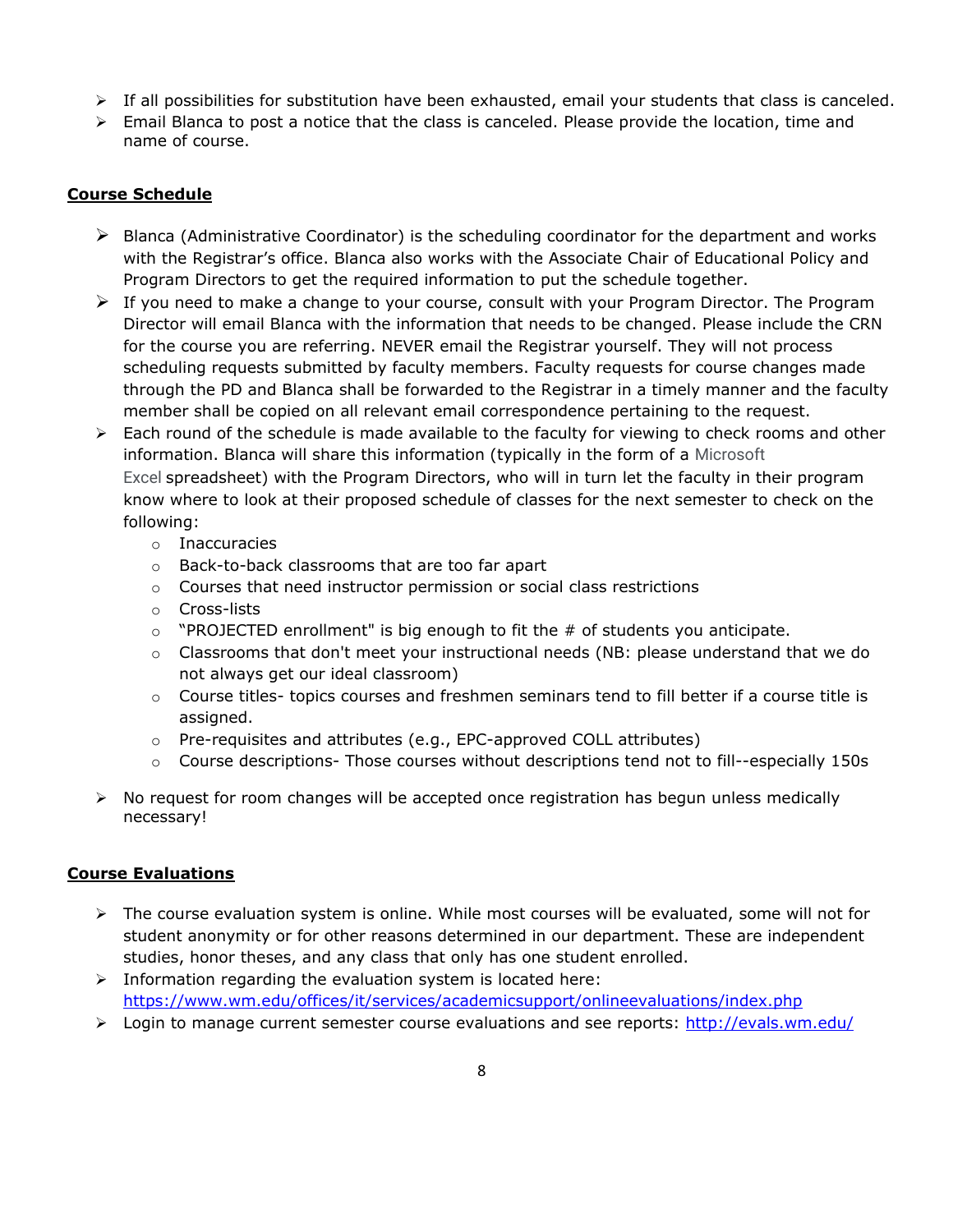- If all possibilities for substitution have been exhausted, email your students that class is canceled.
- Email Blanca to post a notice that the class is canceled. Please provide the location, time and name of course.

**Course Schedule**

- Blanca (Administrative Coordinator) is the scheduling coordinator for the department and works with the Registrar's office. Blanca also works with the Associate Chair of Educational Policy and Program Directors to get the required information to put the schedule together.
- If you need to make a change to your course, consult with your Program Director. The Program Director will email Blanca with the information that needs to be changed. Please include the CRN for the course you are referring. NEVER email the Registrar yourself. They will not process scheduling requests submitted by faculty members. Faculty requests for course changes made through the PD and Blanca shall be forwarded to the Registrar in a timely manner and the faculty member shall be copied on all relevant email correspondence pertaining to the request.
- Each round of the schedule is made available to the faculty for viewing to check rooms and other information. Blanca will share this information (typically in the form of a Microsoft Excel spreadsheet) with the Program Directors, who will in turn let the faculty in their program know where to look at their proposed schedule of classes for the next semester to check on the following:
    - Inaccuracies
    - Back-to-back classrooms that are too far apart
    - Courses that need instructor permission or social class restrictions
    - Cross-lists
    - "PROJECTED enrollment" is big enough to fit the # of students you anticipate.
    - Classrooms that don't meet your instructional needs (NB: please understand that we do not always get our ideal classroom)
    - Course titles- topics courses and freshmen seminars tend to fill better if a course title is assigned.
    - Pre-requisites and attributes (e.g., EPC-approved COLL attributes)
    - Course descriptions- Those courses without descriptions tend not to fill--especially 150s
- No request for room changes will be accepted once registration has begun unless medically necessary!

**Course Evaluations**

- The course evaluation system is online. While most courses will be evaluated, some will not for student anonymity or for other reasons determined in our department. These are independent studies, honor theses, and any class that only has one student enrolled.
- Information regarding the evaluation system is located here: https://www.wm.edu/offices/it/services/academicsupport/onlineevaluations/index.php
- Login to manage current semester course evaluations and see reports: http://evals.wm.edu/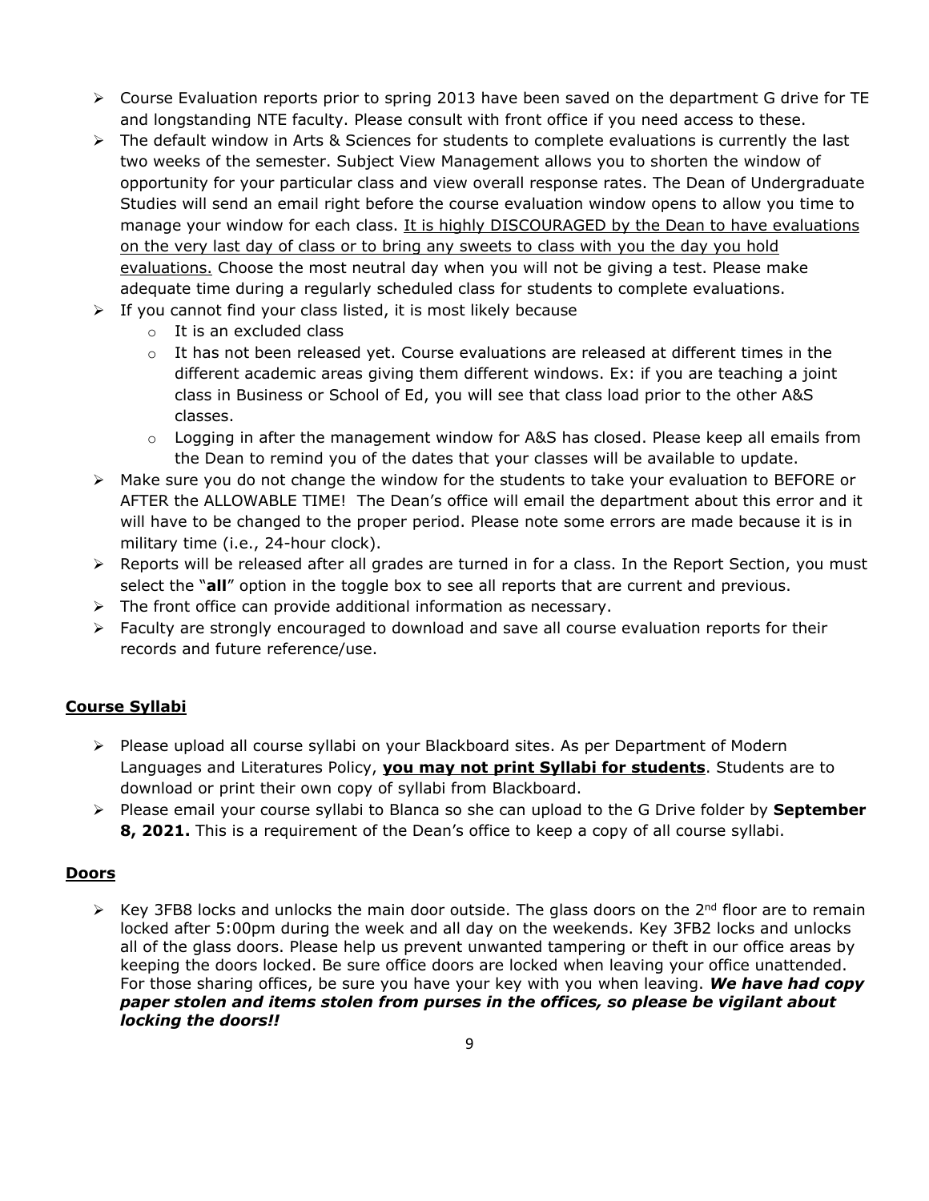- Course Evaluation reports prior to spring 2013 have been saved on the department G drive for TE and longstanding NTE faculty. Please consult with front office if you need access to these.
- The default window in Arts & Sciences for students to complete evaluations is currently the last two weeks of the semester. Subject View Management allows you to shorten the window of opportunity for your particular class and view overall response rates. The Dean of Undergraduate Studies will send an email right before the course evaluation window opens to allow you time to manage your window for each class. <u>It is highly DISCOURAGED by the Dean to have evaluations on the very last day of class or to bring any sweets to class with you the day you hold evaluations.</u> Choose the most neutral day when you will not be giving a test. Please make adequate time during a regularly scheduled class for students to complete evaluations.
- If you cannot find your class listed, it is most likely because
    - It is an excluded class
    - It has not been released yet. Course evaluations are released at different times in the different academic areas giving them different windows. Ex: if you are teaching a joint class in Business or School of Ed, you will see that class load prior to the other A&S classes.
    - Logging in after the management window for A&S has closed. Please keep all emails from the Dean to remind you of the dates that your classes will be available to update.
- Make sure you do not change the window for the students to take your evaluation to BEFORE or AFTER the ALLOWABLE TIME! The Dean's office will email the department about this error and it will have to be changed to the proper period. Please note some errors are made because it is in military time (i.e., 24-hour clock).
- Reports will be released after all grades are turned in for a class. In the Report Section, you must select the "**all**" option in the toggle box to see all reports that are current and previous.
- The front office can provide additional information as necessary.
- Faculty are strongly encouraged to download and save all course evaluation reports for their records and future reference/use.

## <u>Course Syllabi</u>

- Please upload all course syllabi on your Blackboard sites. As per Department of Modern Languages and Literatures Policy, **<u>you may not print Syllabi for students</u>**. Students are to download or print their own copy of syllabi from Blackboard.
- Please email your course syllabi to Blanca so she can upload to the G Drive folder by **September 8, 2021.** This is a requirement of the Dean's office to keep a copy of all course syllabi.

## <u>Doors</u>

- Key 3FB8 locks and unlocks the main door outside. The glass doors on the 2nd floor are to remain locked after 5:00pm during the week and all day on the weekends. Key 3FB2 locks and unlocks all of the glass doors. Please help us prevent unwanted tampering or theft in our office areas by keeping the doors locked. Be sure office doors are locked when leaving your office unattended. For those sharing offices, be sure you have your key with you when leaving. ***We have had copy paper stolen and items stolen from purses in the offices, so please be vigilant about locking the doors!!***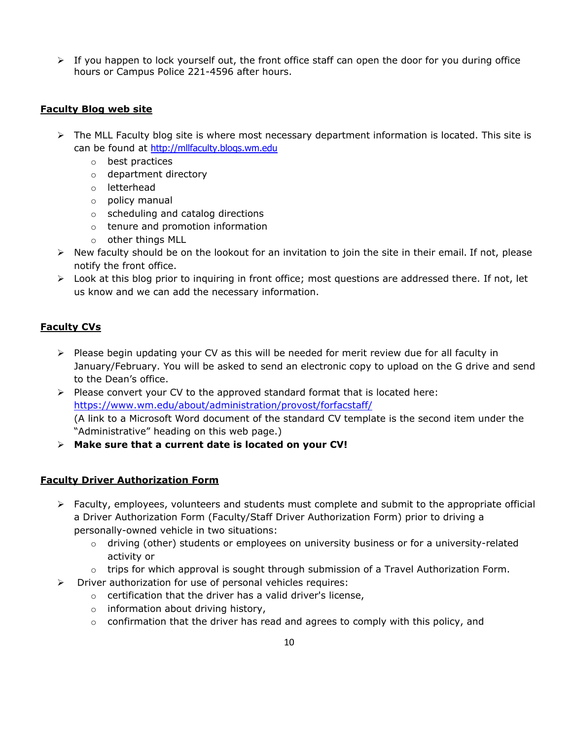- If you happen to lock yourself out, the front office staff can open the door for you during office hours or Campus Police 221-4596 after hours.

**Faculty Blog web site**

- The MLL Faculty blog site is where most necessary department information is located. This site is can be found at [http://mllfaculty.blogs.wm.edu](http://mllfaculty.blogs.wm.edu)
    - best practices
    - department directory
    - letterhead
    - policy manual
    - scheduling and catalog directions
    - tenure and promotion information
    - other things MLL
- New faculty should be on the lookout for an invitation to join the site in their email. If not, please notify the front office.
- Look at this blog prior to inquiring in front office; most questions are addressed there. If not, let us know and we can add the necessary information.

**Faculty CVs**

- Please begin updating your CV as this will be needed for merit review due for all faculty in January/February. You will be asked to send an electronic copy to upload on the G drive and send to the Dean's office.
- Please convert your CV to the approved standard format that is located here: [https://www.wm.edu/about/administration/provost/forfacstaff/](https://www.wm.edu/about/administration/provost/forfacstaff/)
  (A link to a Microsoft Word document of the standard CV template is the second item under the "Administrative" heading on this web page.)
- **Make sure that a current date is located on your CV!**

**Faculty Driver Authorization Form**

- Faculty, employees, volunteers and students must complete and submit to the appropriate official a Driver Authorization Form (Faculty/Staff Driver Authorization Form) prior to driving a personally-owned vehicle in two situations:
    - driving (other) students or employees on university business or for a university-related activity or
    - trips for which approval is sought through submission of a Travel Authorization Form.
- Driver authorization for use of personal vehicles requires:
    - certification that the driver has a valid driver's license,
    - information about driving history,
    - confirmation that the driver has read and agrees to comply with this policy, and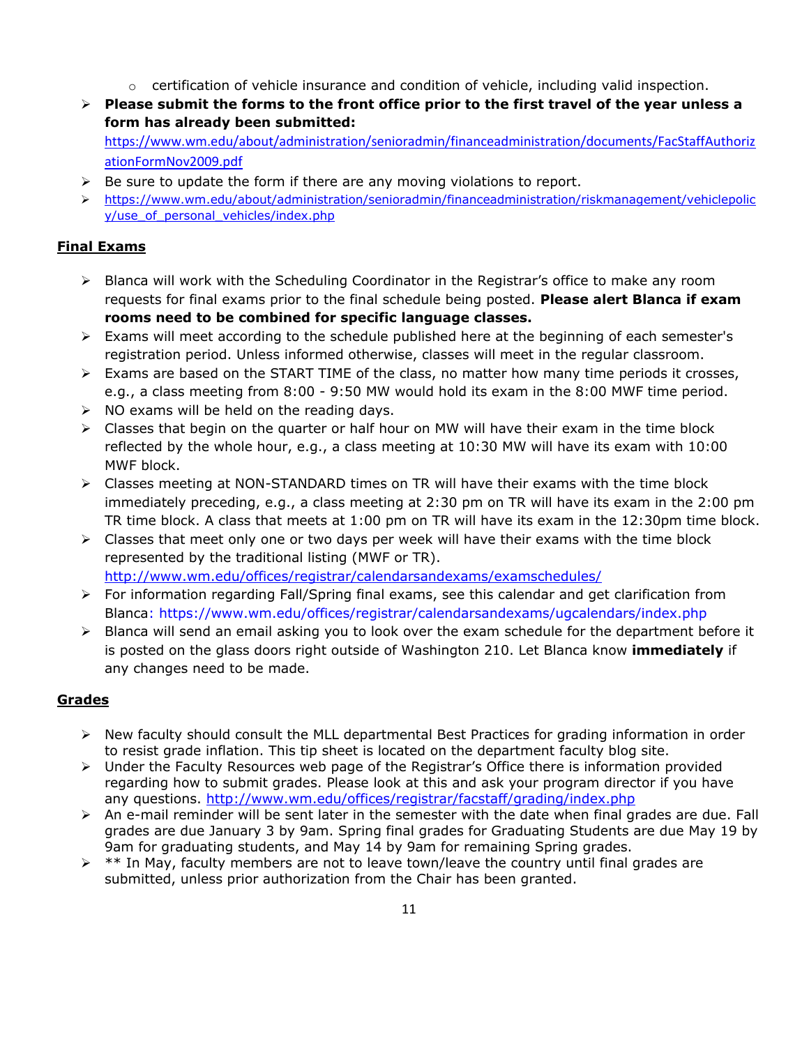- certification of vehicle insurance and condition of vehicle, including valid inspection.
- **Please submit the forms to the front office prior to the first travel of the year unless a form has already been submitted:** https://www.wm.edu/about/administration/senioradmin/financeadministration/documents/FacStaffAuthorizationFormNov2009.pdf
- Be sure to update the form if there are any moving violations to report.
- https://www.wm.edu/about/administration/senioradmin/financeadministration/riskmanagement/vehiclepolicy/use_of_personal_vehicles/index.php

## Final Exams

- Blanca will work with the Scheduling Coordinator in the Registrar's office to make any room requests for final exams prior to the final schedule being posted. **Please alert Blanca if exam rooms need to be combined for specific language classes.**
- Exams will meet according to the schedule published here at the beginning of each semester's registration period. Unless informed otherwise, classes will meet in the regular classroom.
- Exams are based on the START TIME of the class, no matter how many time periods it crosses, e.g., a class meeting from 8:00 - 9:50 MW would hold its exam in the 8:00 MWF time period.
- NO exams will be held on the reading days.
- Classes that begin on the quarter or half hour on MW will have their exam in the time block reflected by the whole hour, e.g., a class meeting at 10:30 MW will have its exam with 10:00 MWF block.
- Classes meeting at NON-STANDARD times on TR will have their exams with the time block immediately preceding, e.g., a class meeting at 2:30 pm on TR will have its exam in the 2:00 pm TR time block. A class that meets at 1:00 pm on TR will have its exam in the 12:30pm time block.
- Classes that meet only one or two days per week will have their exams with the time block represented by the traditional listing (MWF or TR). http://www.wm.edu/offices/registrar/calendarsandexams/examschedules/
- For information regarding Fall/Spring final exams, see this calendar and get clarification from Blanca: https://www.wm.edu/offices/registrar/calendarsandexams/ugcalendars/index.php
- Blanca will send an email asking you to look over the exam schedule for the department before it is posted on the glass doors right outside of Washington 210. Let Blanca know **immediately** if any changes need to be made.

## Grades

- New faculty should consult the MLL departmental Best Practices for grading information in order to resist grade inflation. This tip sheet is located on the department faculty blog site.
- Under the Faculty Resources web page of the Registrar's Office there is information provided regarding how to submit grades. Please look at this and ask your program director if you have any questions. http://www.wm.edu/offices/registrar/facstaff/grading/index.php
- An e-mail reminder will be sent later in the semester with the date when final grades are due. Fall grades are due January 3 by 9am. Spring final grades for Graduating Students are due May 19 by 9am for graduating students, and May 14 by 9am for remaining Spring grades.
- ** In May, faculty members are not to leave town/leave the country until final grades are submitted, unless prior authorization from the Chair has been granted.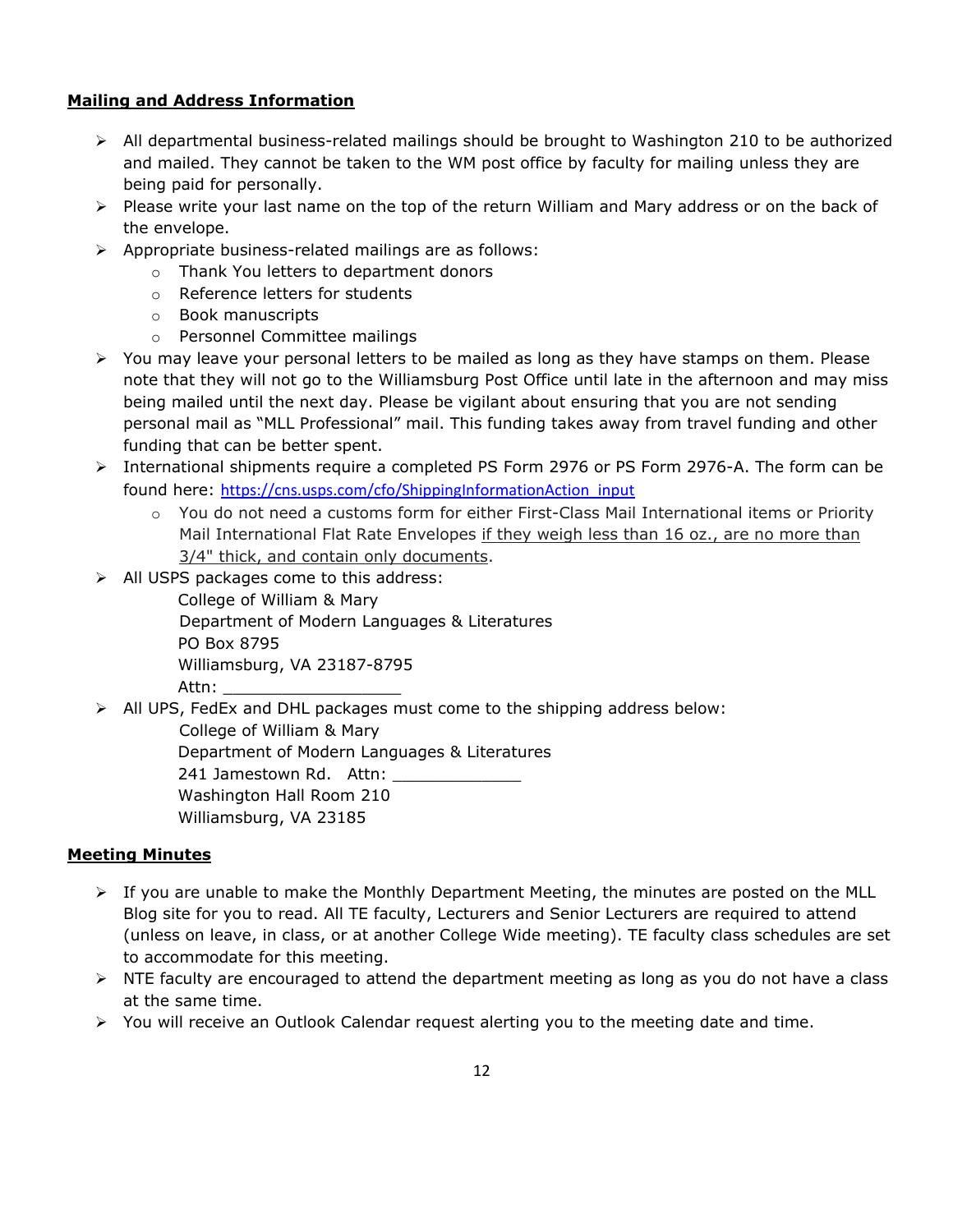## **Mailing and Address Information**

- All departmental business-related mailings should be brought to Washington 210 to be authorized and mailed. They cannot be taken to the WM post office by faculty for mailing unless they are being paid for personally.
- Please write your last name on the top of the return William and Mary address or on the back of the envelope.
- Appropriate business-related mailings are as follows:
  - Thank You letters to department donors
  - Reference letters for students
  - Book manuscripts
  - Personnel Committee mailings
- You may leave your personal letters to be mailed as long as they have stamps on them. Please note that they will not go to the Williamsburg Post Office until late in the afternoon and may miss being mailed until the next day. Please be vigilant about ensuring that you are not sending personal mail as "MLL Professional" mail. This funding takes away from travel funding and other funding that can be better spent.
- International shipments require a completed PS Form 2976 or PS Form 2976-A. The form can be found here: https://cns.usps.com/cfo/ShippingInformationAction_input
  - You do not need a customs form for either First-Class Mail International items or Priority Mail International Flat Rate Envelopes <u>if they weigh less than 16 oz., are no more than 3/4" thick, and contain only documents</u>.
- All USPS packages come to this address:

  College of William & Mary  
  Department of Modern Languages & Literatures  
  PO Box 8795  
  Williamsburg, VA 23187-8795  
  Attn: ___________________

- All UPS, FedEx and DHL packages must come to the shipping address below:

  College of William & Mary  
  Department of Modern Languages & Literatures  
  241 Jamestown Rd. Attn: _____________  
  Washington Hall Room 210  
  Williamsburg, VA 23185

## **Meeting Minutes**

- If you are unable to make the Monthly Department Meeting, the minutes are posted on the MLL Blog site for you to read. All TE faculty, Lecturers and Senior Lecturers are required to attend (unless on leave, in class, or at another College Wide meeting). TE faculty class schedules are set to accommodate for this meeting.
- NTE faculty are encouraged to attend the department meeting as long as you do not have a class at the same time.
- You will receive an Outlook Calendar request alerting you to the meeting date and time.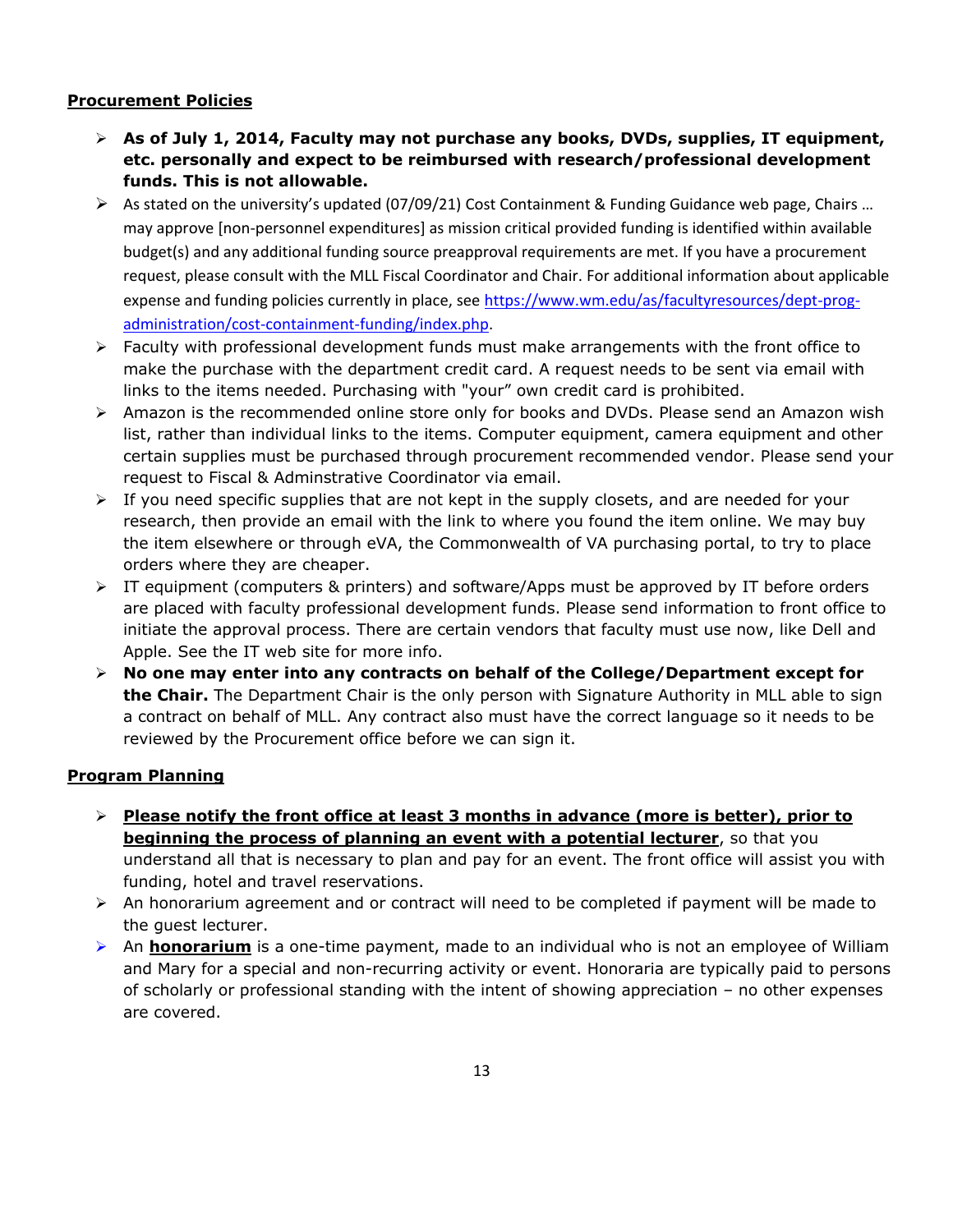**Procurement Policies**

- **As of July 1, 2014, Faculty may not purchase any books, DVDs, supplies, IT equipment, etc. personally and expect to be reimbursed with research/professional development funds. This is not allowable.**
- As stated on the university's updated (07/09/21) Cost Containment & Funding Guidance web page, Chairs … may approve [non-personnel expenditures] as mission critical provided funding is identified within available budget(s) and any additional funding source preapproval requirements are met. If you have a procurement request, please consult with the MLL Fiscal Coordinator and Chair. For additional information about applicable expense and funding policies currently in place, see [https://www.wm.edu/as/facultyresources/dept-prog-administration/cost-containment-funding/index.php](https://www.wm.edu/as/facultyresources/dept-prog-administration/cost-containment-funding/index.php).
- Faculty with professional development funds must make arrangements with the front office to make the purchase with the department credit card. A request needs to be sent via email with links to the items needed. Purchasing with "your" own credit card is prohibited.
- Amazon is the recommended online store only for books and DVDs. Please send an Amazon wish list, rather than individual links to the items. Computer equipment, camera equipment and other certain supplies must be purchased through procurement recommended vendor. Please send your request to Fiscal & Adminstrative Coordinator via email.
- If you need specific supplies that are not kept in the supply closets, and are needed for your research, then provide an email with the link to where you found the item online. We may buy the item elsewhere or through eVA, the Commonwealth of VA purchasing portal, to try to place orders where they are cheaper.
- IT equipment (computers & printers) and software/Apps must be approved by IT before orders are placed with faculty professional development funds. Please send information to front office to initiate the approval process. There are certain vendors that faculty must use now, like Dell and Apple. See the IT web site for more info.
- **No one may enter into any contracts on behalf of the College/Department except for the Chair.** The Department Chair is the only person with Signature Authority in MLL able to sign a contract on behalf of MLL. Any contract also must have the correct language so it needs to be reviewed by the Procurement office before we can sign it.

**Program Planning**

- **Please notify the front office at least 3 months in advance (more is better), prior to beginning the process of planning an event with a potential lecturer**, so that you understand all that is necessary to plan and pay for an event. The front office will assist you with funding, hotel and travel reservations.
- An honorarium agreement and or contract will need to be completed if payment will be made to the guest lecturer.
- An **honorarium** is a one-time payment, made to an individual who is not an employee of William and Mary for a special and non-recurring activity or event. Honoraria are typically paid to persons of scholarly or professional standing with the intent of showing appreciation – no other expenses are covered.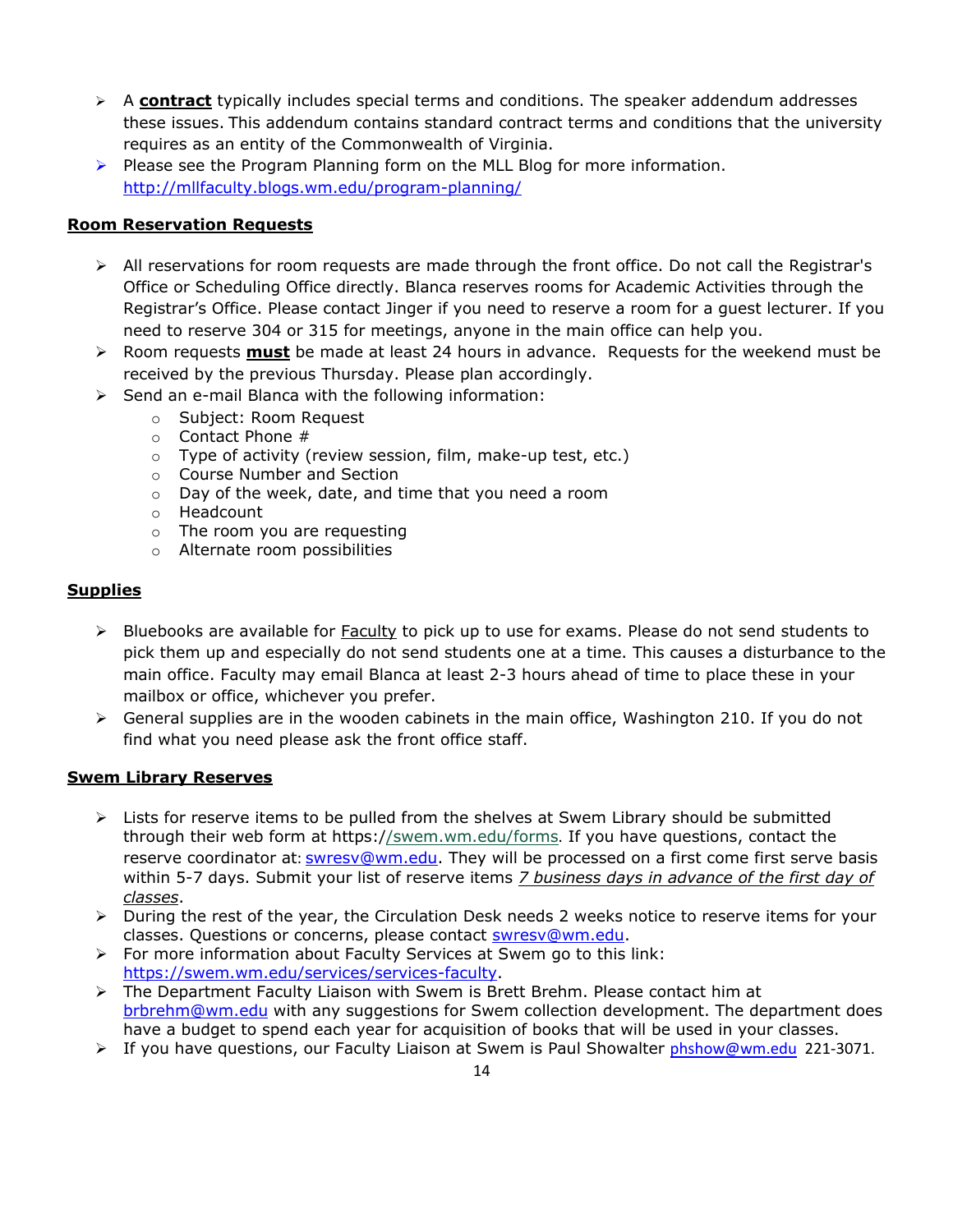- A **contract** typically includes special terms and conditions. The speaker addendum addresses these issues. This addendum contains standard contract terms and conditions that the university requires as an entity of the Commonwealth of Virginia.
- Please see the Program Planning form on the MLL Blog for more information. http://mllfaculty.blogs.wm.edu/program-planning/

## Room Reservation Requests

- All reservations for room requests are made through the front office. Do not call the Registrar's Office or Scheduling Office directly. Blanca reserves rooms for Academic Activities through the Registrar's Office. Please contact Jinger if you need to reserve a room for a guest lecturer. If you need to reserve 304 or 315 for meetings, anyone in the main office can help you.
- Room requests **must** be made at least 24 hours in advance. Requests for the weekend must be received by the previous Thursday. Please plan accordingly.
- Send an e-mail Blanca with the following information:
  - Subject: Room Request
  - Contact Phone #
  - Type of activity (review session, film, make-up test, etc.)
  - Course Number and Section
  - Day of the week, date, and time that you need a room
  - Headcount
  - The room you are requesting
  - Alternate room possibilities

## Supplies

- Bluebooks are available for Faculty to pick up to use for exams. Please do not send students to pick them up and especially do not send students one at a time. This causes a disturbance to the main office. Faculty may email Blanca at least 2-3 hours ahead of time to place these in your mailbox or office, whichever you prefer.
- General supplies are in the wooden cabinets in the main office, Washington 210. If you do not find what you need please ask the front office staff.

## Swem Library Reserves

- Lists for reserve items to be pulled from the shelves at Swem Library should be submitted through their web form at https://swem.wm.edu/forms. If you have questions, contact the reserve coordinator at: swresv@wm.edu. They will be processed on a first come first serve basis within 5-7 days. Submit your list of reserve items *7 business days in advance of the first day of classes*.
- During the rest of the year, the Circulation Desk needs 2 weeks notice to reserve items for your classes. Questions or concerns, please contact swresv@wm.edu.
- For more information about Faculty Services at Swem go to this link: https://swem.wm.edu/services/services-faculty.
- The Department Faculty Liaison with Swem is Brett Brehm. Please contact him at brbrehm@wm.edu with any suggestions for Swem collection development. The department does have a budget to spend each year for acquisition of books that will be used in your classes.
- If you have questions, our Faculty Liaison at Swem is Paul Showalter phshow@wm.edu 221-3071.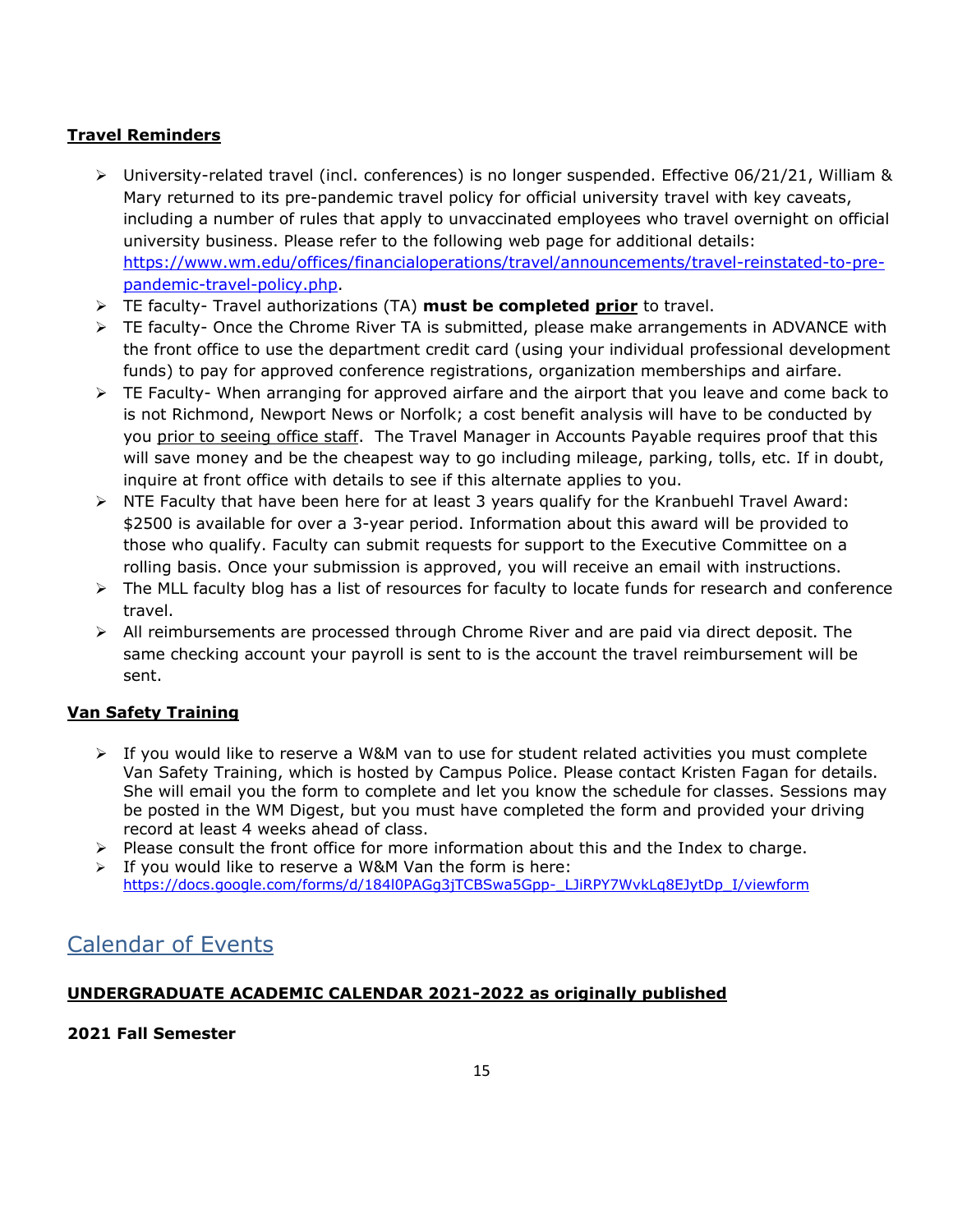**Travel Reminders**

- University-related travel (incl. conferences) is no longer suspended. Effective 06/21/21, William & Mary returned to its pre-pandemic travel policy for official university travel with key caveats, including a number of rules that apply to unvaccinated employees who travel overnight on official university business. Please refer to the following web page for additional details: [https://www.wm.edu/offices/financialoperations/travel/announcements/travel-reinstated-to-pre-pandemic-travel-policy.php](https://www.wm.edu/offices/financialoperations/travel/announcements/travel-reinstated-to-pre-pandemic-travel-policy.php).
- TE faculty- Travel authorizations (TA) **must be completed <u>prior</u>** to travel.
- TE faculty- Once the Chrome River TA is submitted, please make arrangements in ADVANCE with the front office to use the department credit card (using your individual professional development funds) to pay for approved conference registrations, organization memberships and airfare.
- TE Faculty- When arranging for approved airfare and the airport that you leave and come back to is not Richmond, Newport News or Norfolk; a cost benefit analysis will have to be conducted by you <u>prior to seeing office staff</u>. The Travel Manager in Accounts Payable requires proof that this will save money and be the cheapest way to go including mileage, parking, tolls, etc. If in doubt, inquire at front office with details to see if this alternate applies to you.
- NTE Faculty that have been here for at least 3 years qualify for the Kranbuehl Travel Award: $2500 is available for over a 3-year period. Information about this award will be provided to those who qualify. Faculty can submit requests for support to the Executive Committee on a rolling basis. Once your submission is approved, you will receive an email with instructions.
- The MLL faculty blog has a list of resources for faculty to locate funds for research and conference travel.
- All reimbursements are processed through Chrome River and are paid via direct deposit. The same checking account your payroll is sent to is the account the travel reimbursement will be sent.

**Van Safety Training**

- If you would like to reserve a W&M van to use for student related activities you must complete Van Safety Training, which is hosted by Campus Police. Please contact Kristen Fagan for details. She will email you the form to complete and let you know the schedule for classes. Sessions may be posted in the WM Digest, but you must have completed the form and provided your driving record at least 4 weeks ahead of class.
- Please consult the front office for more information about this and the Index to charge.
- If you would like to reserve a W&M Van the form is here: [https://docs.google.com/forms/d/184l0PAGg3jTCBSwa5Gpp-_LJiRPY7WvkLq8EJytDp_I/viewform](https://docs.google.com/forms/d/184l0PAGg3jTCBSwa5Gpp-_LJiRPY7WvkLq8EJytDp_I/viewform)

# Calendar of Events

**UNDERGRADUATE ACADEMIC CALENDAR 2021-2022 as originally published**

**2021 Fall Semester**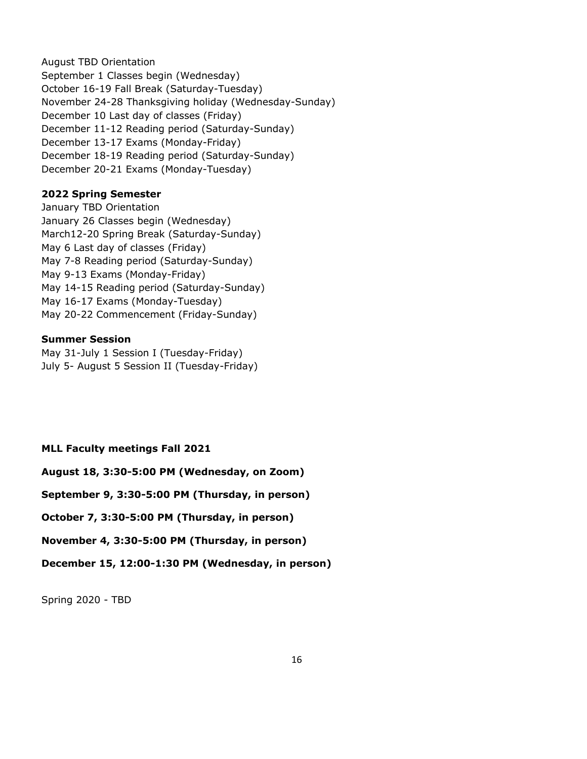August TBD Orientation
September 1 Classes begin (Wednesday)
October 16-19 Fall Break (Saturday-Tuesday)
November 24-28 Thanksgiving holiday (Wednesday-Sunday)
December 10 Last day of classes (Friday)
December 11-12 Reading period (Saturday-Sunday)
December 13-17 Exams (Monday-Friday)
December 18-19 Reading period (Saturday-Sunday)
December 20-21 Exams (Monday-Tuesday)

**2022 Spring Semester**
January TBD Orientation
January 26 Classes begin (Wednesday)
March12-20 Spring Break (Saturday-Sunday)
May 6 Last day of classes (Friday)
May 7-8 Reading period (Saturday-Sunday)
May 9-13 Exams (Monday-Friday)
May 14-15 Reading period (Saturday-Sunday)
May 16-17 Exams (Monday-Tuesday)
May 20-22 Commencement (Friday-Sunday)

**Summer Session**
May 31-July 1 Session I (Tuesday-Friday)
July 5- August 5 Session II (Tuesday-Friday)

**MLL Faculty meetings Fall 2021**

**August 18, 3:30-5:00 PM (Wednesday, on Zoom)**

**September 9, 3:30-5:00 PM (Thursday, in person)**

**October 7, 3:30-5:00 PM (Thursday, in person)**

**November 4, 3:30-5:00 PM (Thursday, in person)**

**December 15, 12:00-1:30 PM (Wednesday, in person)**

Spring 2020 - TBD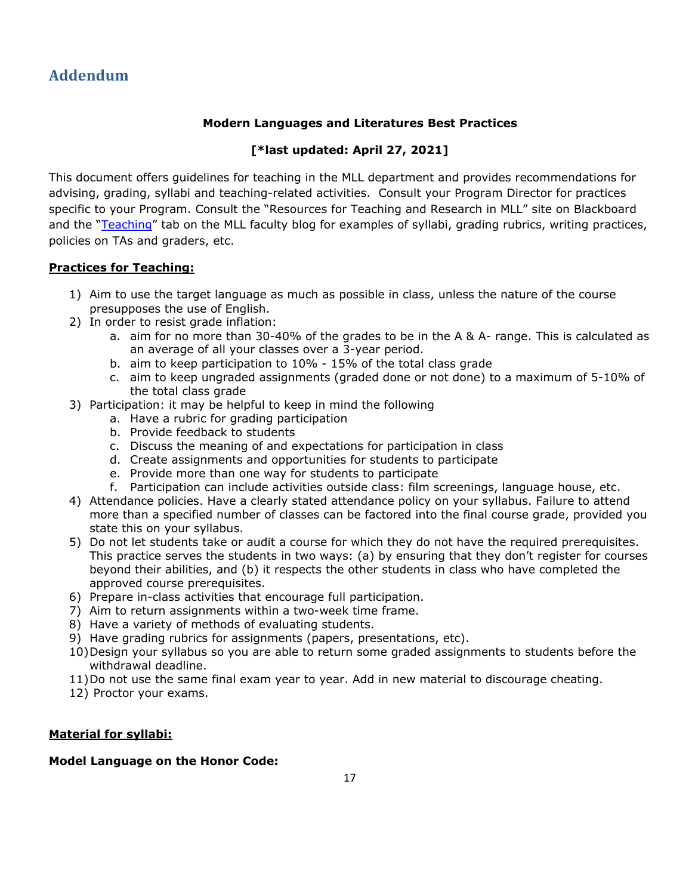## Addendum

**Modern Languages and Literatures Best Practices**

**[*last updated: April 27, 2021]**

This document offers guidelines for teaching in the MLL department and provides recommendations for advising, grading, syllabi and teaching-related activities. Consult your Program Director for practices specific to your Program. Consult the "Resources for Teaching and Research in MLL" site on Blackboard and the "Teaching" tab on the MLL faculty blog for examples of syllabi, grading rubrics, writing practices, policies on TAs and graders, etc.

**Practices for Teaching:**

1) Aim to use the target language as much as possible in class, unless the nature of the course presupposes the use of English.
2) In order to resist grade inflation:
    a. aim for no more than 30-40% of the grades to be in the A & A- range. This is calculated as an average of all your classes over a 3-year period.
    b. aim to keep participation to 10% - 15% of the total class grade
    c. aim to keep ungraded assignments (graded done or not done) to a maximum of 5-10% of the total class grade
3) Participation: it may be helpful to keep in mind the following
    a. Have a rubric for grading participation
    b. Provide feedback to students
    c. Discuss the meaning of and expectations for participation in class
    d. Create assignments and opportunities for students to participate
    e. Provide more than one way for students to participate
    f. Participation can include activities outside class: film screenings, language house, etc.
4) Attendance policies. Have a clearly stated attendance policy on your syllabus. Failure to attend more than a specified number of classes can be factored into the final course grade, provided you state this on your syllabus.
5) Do not let students take or audit a course for which they do not have the required prerequisites. This practice serves the students in two ways: (a) by ensuring that they don't register for courses beyond their abilities, and (b) it respects the other students in class who have completed the approved course prerequisites.
6) Prepare in-class activities that encourage full participation.
7) Aim to return assignments within a two-week time frame.
8) Have a variety of methods of evaluating students.
9) Have grading rubrics for assignments (papers, presentations, etc).
10) Design your syllabus so you are able to return some graded assignments to students before the withdrawal deadline.
11) Do not use the same final exam year to year. Add in new material to discourage cheating.
12) Proctor your exams.

**Material for syllabi:**

**Model Language on the Honor Code:**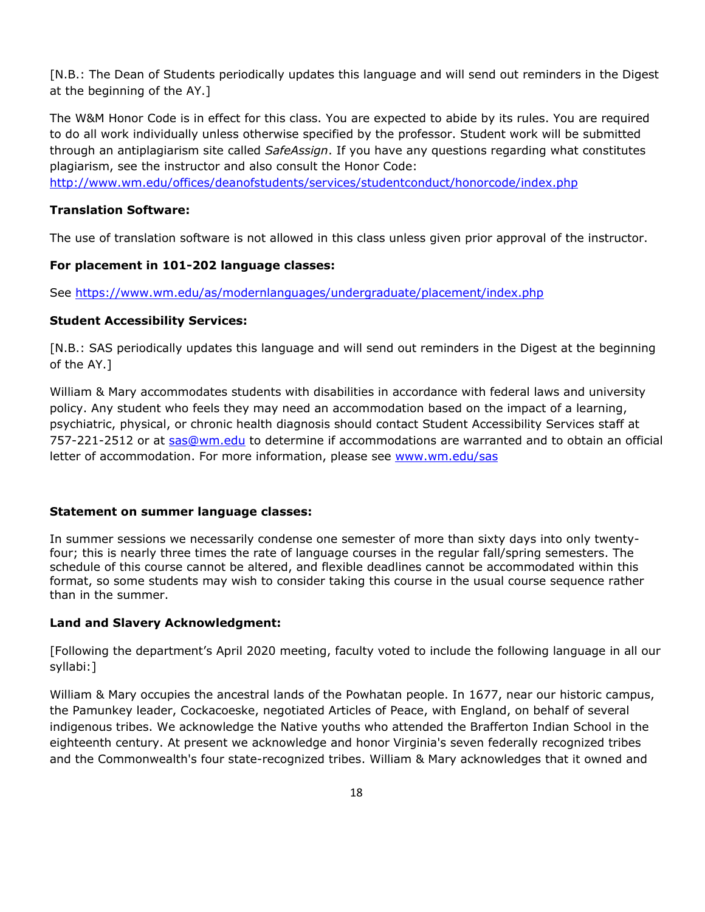[N.B.: The Dean of Students periodically updates this language and will send out reminders in the Digest at the beginning of the AY.]

The W&M Honor Code is in effect for this class. You are expected to abide by its rules. You are required to do all work individually unless otherwise specified by the professor. Student work will be submitted through an antiplagiarism site called *SafeAssign*. If you have any questions regarding what constitutes plagiarism, see the instructor and also consult the Honor Code: [http://www.wm.edu/offices/deanofstudents/services/studentconduct/honorcode/index.php](http://www.wm.edu/offices/deanofstudents/services/studentconduct/honorcode/index.php)

**Translation Software:**

The use of translation software is not allowed in this class unless given prior approval of the instructor.

**For placement in 101-202 language classes:**

See [https://www.wm.edu/as/modernlanguages/undergraduate/placement/index.php](https://www.wm.edu/as/modernlanguages/undergraduate/placement/index.php)

**Student Accessibility Services:**

[N.B.: SAS periodically updates this language and will send out reminders in the Digest at the beginning of the AY.]

William & Mary accommodates students with disabilities in accordance with federal laws and university policy. Any student who feels they may need an accommodation based on the impact of a learning, psychiatric, physical, or chronic health diagnosis should contact Student Accessibility Services staff at 757-221-2512 or at [sas@wm.edu](mailto:sas@wm.edu) to determine if accommodations are warranted and to obtain an official letter of accommodation. For more information, please see [www.wm.edu/sas](http://www.wm.edu/sas)

**Statement on summer language classes:**

In summer sessions we necessarily condense one semester of more than sixty days into only twenty-four; this is nearly three times the rate of language courses in the regular fall/spring semesters. The schedule of this course cannot be altered, and flexible deadlines cannot be accommodated within this format, so some students may wish to consider taking this course in the usual course sequence rather than in the summer.

**Land and Slavery Acknowledgment:**

[Following the department's April 2020 meeting, faculty voted to include the following language in all our syllabi:]

William & Mary occupies the ancestral lands of the Powhatan people. In 1677, near our historic campus, the Pamunkey leader, Cockacoeske, negotiated Articles of Peace, with England, on behalf of several indigenous tribes. We acknowledge the Native youths who attended the Brafferton Indian School in the eighteenth century. At present we acknowledge and honor Virginia's seven federally recognized tribes and the Commonwealth's four state-recognized tribes. William & Mary acknowledges that it owned and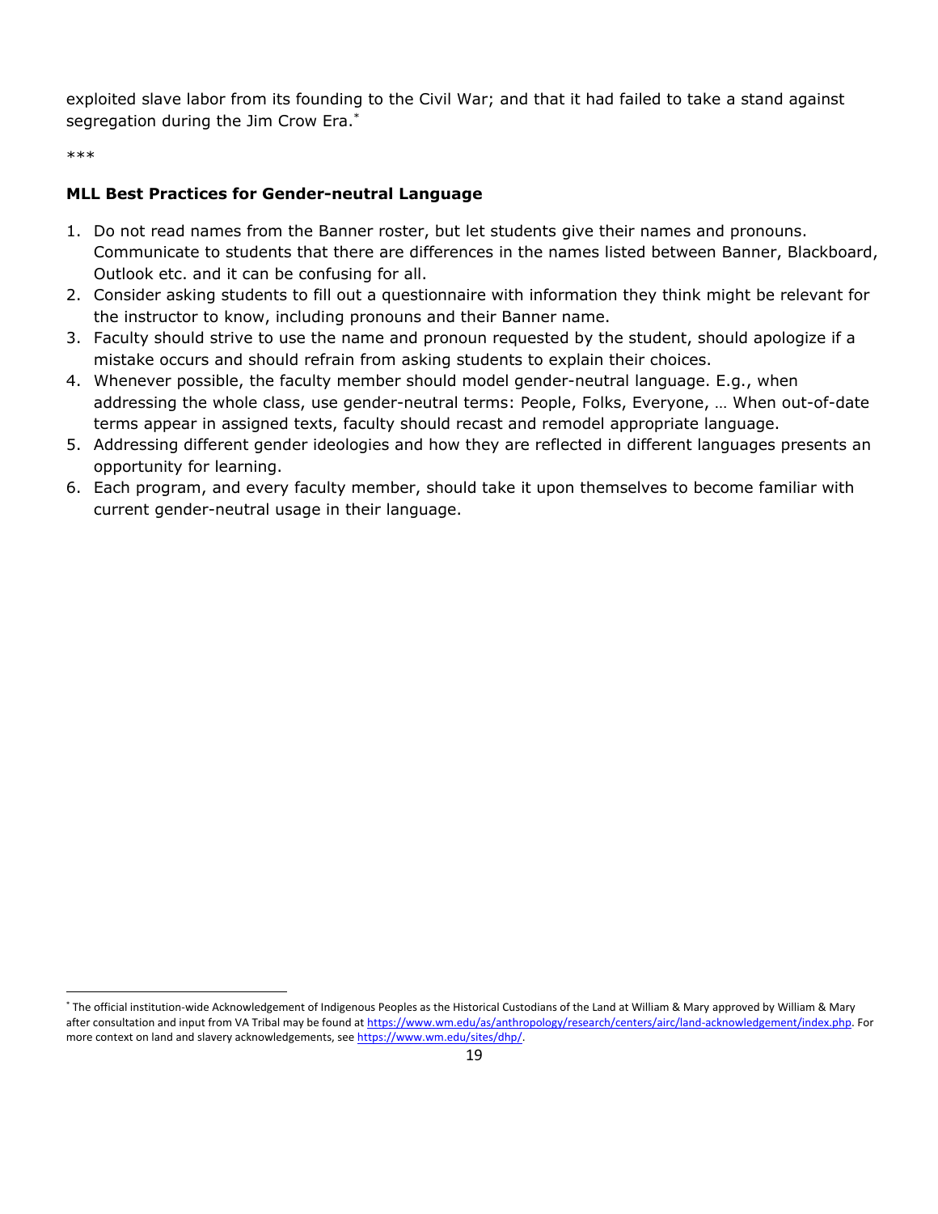exploited slave labor from its founding to the Civil War; and that it had failed to take a stand against segregation during the Jim Crow Era.[*]

***

**MLL Best Practices for Gender-neutral Language**

1. Do not read names from the Banner roster, but let students give their names and pronouns. Communicate to students that there are differences in the names listed between Banner, Blackboard, Outlook etc. and it can be confusing for all.
2. Consider asking students to fill out a questionnaire with information they think might be relevant for the instructor to know, including pronouns and their Banner name.
3. Faculty should strive to use the name and pronoun requested by the student, should apologize if a mistake occurs and should refrain from asking students to explain their choices.
4. Whenever possible, the faculty member should model gender-neutral language. E.g., when addressing the whole class, use gender-neutral terms: People, Folks, Everyone, … When out-of-date terms appear in assigned texts, faculty should recast and remodel appropriate language.
5. Addressing different gender ideologies and how they are reflected in different languages presents an opportunity for learning.
6. Each program, and every faculty member, should take it upon themselves to become familiar with current gender-neutral usage in their language.

---

[*] The official institution-wide Acknowledgement of Indigenous Peoples as the Historical Custodians of the Land at William & Mary approved by William & Mary after consultation and input from VA Tribal may be found at https://www.wm.edu/as/anthropology/research/centers/airc/land-acknowledgement/index.php. For more context on land and slavery acknowledgements, see https://www.wm.edu/sites/dhp/.